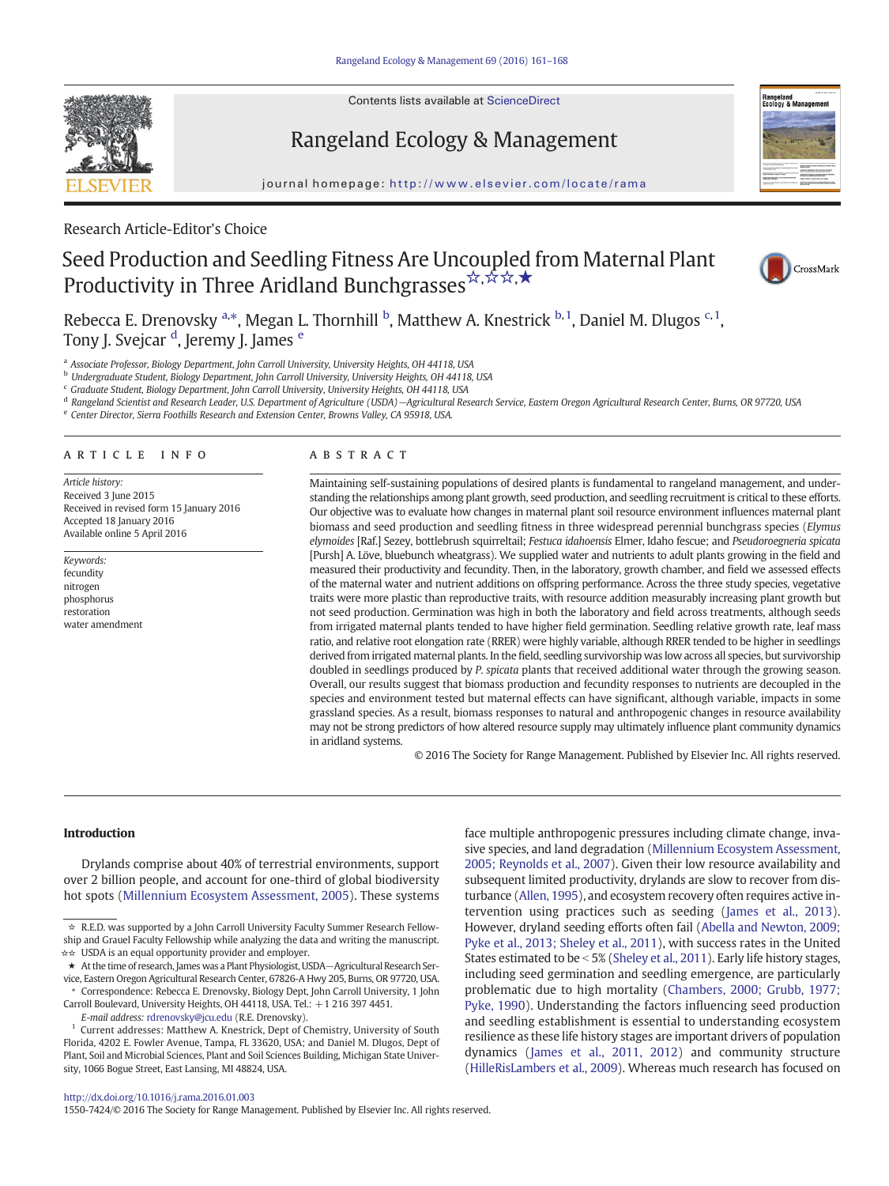Contents lists available at ScienceDirect

Rangeland Ecology & Management

journal homepage: http://www.elsevier.com/locate/rama

Research Article-Editor's Choice

# Seed Production and Seedling Fitness Are Uncoupled from Maternal Plant Productivity in Three Aridland Bunchgrasses☆,☆☆,★

Rebecca E. Drenovsky [a,*], Megan L. Thornhill [b], Matthew A. Knestrick [b,1], Daniel M. Dlugos [c,1], Tony J. Svejcar [d], Jeremy J. James [e]

[a] Associate Professor, Biology Department, John Carroll University, University Heights, OH 44118, USA
[b] Undergraduate Student, Biology Department, John Carroll University, University Heights, OH 44118, USA
[c] Graduate Student, Biology Department, John Carroll University, University Heights, OH 44118, USA
[d] Rangeland Scientist and Research Leader, U.S. Department of Agriculture (USDA)—Agricultural Research Service, Eastern Oregon Agricultural Research Center, Burns, OR 97720, USA
[e] Center Director, Sierra Foothills Research and Extension Center, Browns Valley, CA 95918, USA

## ARTICLE INFO

*Article history:*
Received 3 June 2015
Received in revised form 15 January 2016
Accepted 18 January 2016
Available online 5 April 2016

*Keywords:*
fecundity
nitrogen
phosphorus
restoration
water amendment

## ABSTRACT

Maintaining self-sustaining populations of desired plants is fundamental to rangeland management, and understanding the relationships among plant growth, seed production, and seedling recruitment is critical to these efforts. Our objective was to evaluate how changes in maternal plant soil resource environment influences maternal plant biomass and seed production and seedling fitness in three widespread perennial bunchgrass species (*Elymus elymoides* [Raf.] Sezey, bottlebrush squirreltail; *Festuca idahoensis* Elmer, Idaho fescue; and *Pseudoroegneria spicata* [Pursh] A. Löve, bluebunch wheatgrass). We supplied water and nutrients to adult plants growing in the field and measured their productivity and fecundity. Then, in the laboratory, growth chamber, and field we assessed effects of the maternal water and nutrient additions on offspring performance. Across the three study species, vegetative traits were more plastic than reproductive traits, with resource addition measurably increasing plant growth but not seed production. Germination was high in both the laboratory and field across treatments, although seeds from irrigated maternal plants tended to have higher field germination. Seedling relative growth rate, leaf mass ratio, and relative root elongation rate (RRER) were highly variable, although RRER tended to be higher in seedlings derived from irrigated maternal plants. In the field, seedling survivorship was low across all species, but survivorship doubled in seedlings produced by *P. spicata* plants that received additional water through the growing season. Overall, our results suggest that biomass production and fecundity responses to nutrients are decoupled in the species and environment tested but maternal effects can have significant, although variable, impacts in some grassland species. As a result, biomass responses to natural and anthropogenic changes in resource availability may not be strong predictors of how altered resource supply may ultimately influence plant community dynamics in aridland systems.

© 2016 The Society for Range Management. Published by Elsevier Inc. All rights reserved.

## Introduction

Drylands comprise about 40% of terrestrial environments, support over 2 billion people, and account for one-third of global biodiversity hot spots (Millennium Ecosystem Assessment, 2005). These systems face multiple anthropogenic pressures including climate change, invasive species, and land degradation (Millennium Ecosystem Assessment, 2005; Reynolds et al., 2007). Given their low resource availability and subsequent limited productivity, drylands are slow to recover from disturbance (Allen, 1995), and ecosystem recovery often requires active intervention using practices such as seeding (James et al., 2013). However, dryland seeding efforts often fail (Abella and Newton, 2009; Pyke et al., 2013; Sheley et al., 2011), with success rates in the United States estimated to be < 5% (Sheley et al., 2011). Early life history stages, including seed germination and seedling emergence, are particularly problematic due to high mortality (Chambers, 2000; Grubb, 1977; Pyke, 1990). Understanding the factors influencing seed production and seedling establishment is essential to understanding ecosystem resilience as these life history stages are important drivers of population dynamics (James et al., 2011, 2012) and community structure (HilleRisLambers et al., 2009). Whereas much research has focused on

☆ R.E.D. was supported by a John Carroll University Faculty Summer Research Fellowship and Grauel Faculty Fellowship while analyzing the data and writing the manuscript.
☆☆ USDA is an equal opportunity provider and employer.
★ At the time of research, James was a Plant Physiologist, USDA—Agricultural Research Service, Eastern Oregon Agricultural Research Center, 67826-A Hwy 205, Burns, OR 97720, USA.
\* Correspondence: Rebecca E. Drenovsky, Biology Dept, John Carroll University, 1 John Carroll Boulevard, University Heights, OH 44118, USA. Tel.: +1 216 397 4451.
E-mail address: rdrenovsky@jcu.edu (R.E. Drenovsky).
[1] Current addresses: Matthew A. Knestrick, Dept of Chemistry, University of South Florida, 4202 E. Fowler Avenue, Tampa, FL 33620, USA; and Daniel M. Dlugos, Dept of Plant, Soil and Microbial Sciences, Plant and Soil Sciences Building, Michigan State University, 1066 Bogue Street, East Lansing, MI 48824, USA.

http://dx.doi.org/10.1016/j.rama.2016.01.003
1550-7424/© 2016 The Society for Range Management. Published by Elsevier Inc. All rights reserved.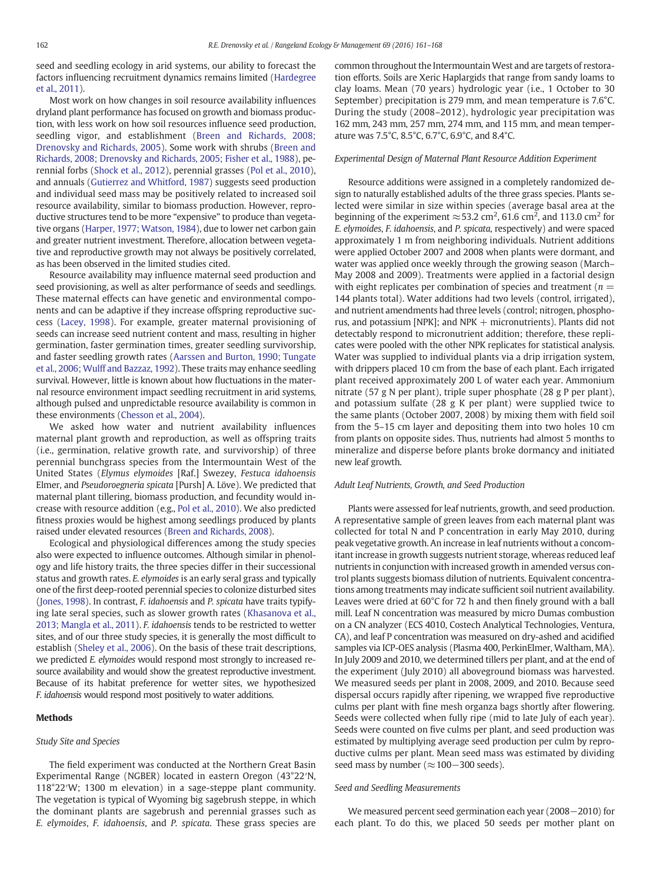seed and seedling ecology in arid systems, our ability to forecast the factors influencing recruitment dynamics remains limited (Hardegree et al., 2011).

Most work on how changes in soil resource availability influences dryland plant performance has focused on growth and biomass production, with less work on how soil resources influence seed production, seedling vigor, and establishment (Breen and Richards, 2008; Drenovsky and Richards, 2005). Some work with shrubs (Breen and Richards, 2008; Drenovsky and Richards, 2005; Fisher et al., 1988), perennial forbs (Shock et al., 2012), perennial grasses (Pol et al., 2010), and annuals (Gutierrez and Whitford, 1987) suggests seed production and individual seed mass may be positively related to increased soil resource availability, similar to biomass production. However, reproductive structures tend to be more "expensive" to produce than vegetative organs (Harper, 1977; Watson, 1984), due to lower net carbon gain and greater nutrient investment. Therefore, allocation between vegetative and reproductive growth may not always be positively correlated, as has been observed in the limited studies cited.

Resource availability may influence maternal seed production and seed provisioning, as well as alter performance of seeds and seedlings. These maternal effects can have genetic and environmental components and can be adaptive if they increase offspring reproductive success (Lacey, 1998). For example, greater maternal provisioning of seeds can increase seed nutrient content and mass, resulting in higher germination, faster germination times, greater seedling survivorship, and faster seedling growth rates (Aarssen and Burton, 1990; Tungate et al., 2006; Wulff and Bazzaz, 1992). These traits may enhance seedling survival. However, little is known about how fluctuations in the maternal resource environment impact seedling recruitment in arid systems, although pulsed and unpredictable resource availability is common in these environments (Chesson et al., 2004).

We asked how water and nutrient availability influences maternal plant growth and reproduction, as well as offspring traits (i.e., germination, relative growth rate, and survivorship) of three perennial bunchgrass species from the Intermountain West of the United States (*Elymus elymoides* [Raf.] Swezey, *Festuca idahoensis* Elmer, and *Pseudoroegneria spicata* [Pursh] A. Löve). We predicted that maternal plant tillering, biomass production, and fecundity would increase with resource addition (e.g., Pol et al., 2010). We also predicted fitness proxies would be highest among seedlings produced by plants raised under elevated resources (Breen and Richards, 2008).

Ecological and physiological differences among the study species also were expected to influence outcomes. Although similar in phenology and life history traits, the three species differ in their successional status and growth rates. *E. elymoides* is an early seral grass and typically one of the first deep-rooted perennial species to colonize disturbed sites (Jones, 1998). In contrast, *F. idahoensis* and *P. spicata* have traits typifying late seral species, such as slower growth rates (Khasanova et al., 2013; Mangla et al., 2011). *F. idahoensis* tends to be restricted to wetter sites, and of our three study species, it is generally the most difficult to establish (Sheley et al., 2006). On the basis of these trait descriptions, we predicted *E. elymoides* would respond most strongly to increased resource availability and would show the greatest reproductive investment. Because of its habitat preference for wetter sites, we hypothesized *F. idahoensis* would respond most positively to water additions.

## Methods

### Study Site and Species

The field experiment was conducted at the Northern Great Basin Experimental Range (NGBER) located in eastern Oregon (43°22′N, 118°22′W; 1300 m elevation) in a sage-steppe plant community. The vegetation is typical of Wyoming big sagebrush steppe, in which the dominant plants are sagebrush and perennial grasses such as *E. elymoides*, *F. idahoensis*, and *P. spicata*. These grass species are common throughout the Intermountain West and are targets of restoration efforts. Soils are Xeric Haplargids that range from sandy loams to clay loams. Mean (70 years) hydrologic year (i.e., 1 October to 30 September) precipitation is 279 mm, and mean temperature is 7.6°C. During the study (2008–2012), hydrologic year precipitation was 162 mm, 243 mm, 257 mm, 274 mm, and 115 mm, and mean temperature was 7.5°C, 8.5°C, 6.7°C, 6.9°C, and 8.4°C.

### Experimental Design of Maternal Plant Resource Addition Experiment

Resource additions were assigned in a completely randomized design to naturally established adults of the three grass species. Plants selected were similar in size within species (average basal area at the beginning of the experiment ≈53.2 $cm^2$, 61.6 $cm^2$, and 113.0 $cm^2$ for *E. elymoides*, *F. idahoensis*, and *P. spicata*, respectively) and were spaced approximately 1 m from neighboring individuals. Nutrient additions were applied October 2007 and 2008 when plants were dormant, and water was applied once weekly through the growing season (March–May 2008 and 2009). Treatments were applied in a factorial design with eight replicates per combination of species and treatment ($n =$ 144 plants total). Water additions had two levels (control, irrigated), and nutrient amendments had three levels (control; nitrogen, phosphorus, and potassium [NPK]; and NPK + micronutrients). Plants did not detectably respond to micronutrient addition; therefore, these replicates were pooled with the other NPK replicates for statistical analysis. Water was supplied to individual plants via a drip irrigation system, with drippers placed 10 cm from the base of each plant. Each irrigated plant received approximately 200 L of water each year. Ammonium nitrate (57 g N per plant), triple super phosphate (28 g P per plant), and potassium sulfate (28 g K per plant) were supplied twice to the same plants (October 2007, 2008) by mixing them with field soil from the 5–15 cm layer and depositing them into two holes 10 cm from plants on opposite sides. Thus, nutrients had almost 5 months to mineralize and disperse before plants broke dormancy and initiated new leaf growth.

### Adult Leaf Nutrients, Growth, and Seed Production

Plants were assessed for leaf nutrients, growth, and seed production. A representative sample of green leaves from each maternal plant was collected for total N and P concentration in early May 2010, during peak vegetative growth. An increase in leaf nutrients without a concomitant increase in growth suggests nutrient storage, whereas reduced leaf nutrients in conjunction with increased growth in amended versus control plants suggests biomass dilution of nutrients. Equivalent concentrations among treatments may indicate sufficient soil nutrient availability. Leaves were dried at 60°C for 72 h and then finely ground with a ball mill. Leaf N concentration was measured by micro Dumas combustion on a CN analyzer (ECS 4010, Costech Analytical Technologies, Ventura, CA), and leaf P concentration was measured on dry-ashed and acidified samples via ICP-OES analysis (Plasma 400, PerkinElmer, Waltham, MA). In July 2009 and 2010, we determined tillers per plant, and at the end of the experiment (July 2010) all aboveground biomass was harvested. We measured seeds per plant in 2008, 2009, and 2010. Because seed dispersal occurs rapidly after ripening, we wrapped five reproductive culms per plant with fine mesh organza bags shortly after flowering. Seeds were collected when fully ripe (mid to late July of each year). Seeds were counted on five culms per plant, and seed production was estimated by multiplying average seed production per culm by reproductive culms per plant. Mean seed mass was estimated by dividing seed mass by number (≈100−300 seeds).

### Seed and Seedling Measurements

We measured percent seed germination each year (2008−2010) for each plant. To do this, we placed 50 seeds per mother plant on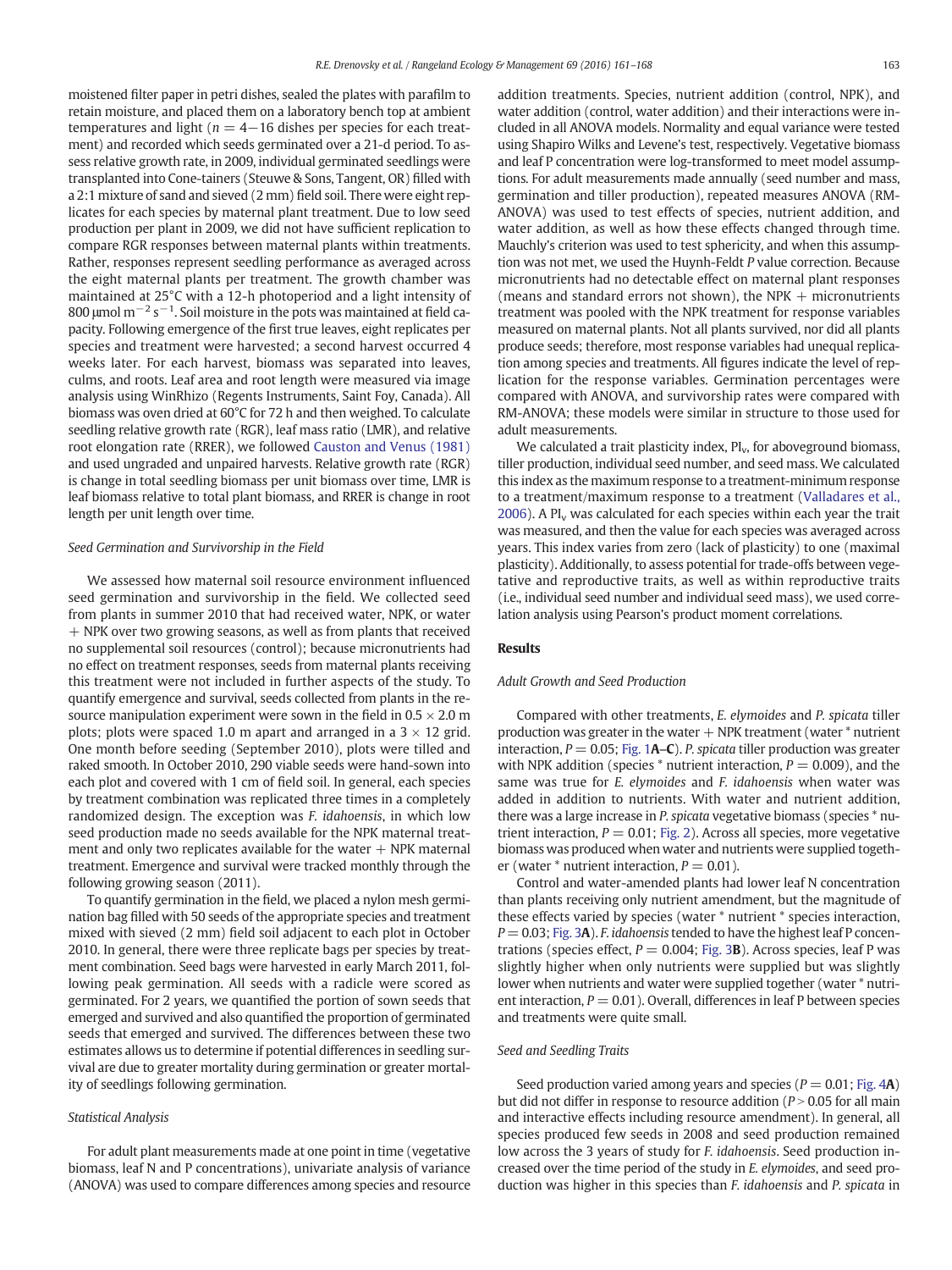moistened filter paper in petri dishes, sealed the plates with parafilm to retain moisture, and placed them on a laboratory bench top at ambient temperatures and light ($n = 4$−16 dishes per species for each treatment) and recorded which seeds germinated over a 21-d period. To assess relative growth rate, in 2009, individual germinated seedlings were transplanted into Cone-tainers (Steuwe & Sons, Tangent, OR) filled with a 2:1 mixture of sand and sieved (2 mm) field soil. There were eight replicates for each species by maternal plant treatment. Due to low seed production per plant in 2009, we did not have sufficient replication to compare RGR responses between maternal plants within treatments. Rather, responses represent seedling performance as averaged across the eight maternal plants per treatment. The growth chamber was maintained at 25°C with a 12-h photoperiod and a light intensity of 800 μmol $m^{-2}$ $s^{-1}$. Soil moisture in the pots was maintained at field capacity. Following emergence of the first true leaves, eight replicates per species and treatment were harvested; a second harvest occurred 4 weeks later. For each harvest, biomass was separated into leaves, culms, and roots. Leaf area and root length were measured via image analysis using WinRhizo (Regents Instruments, Saint Foy, Canada). All biomass was oven dried at 60°C for 72 h and then weighed. To calculate seedling relative growth rate (RGR), leaf mass ratio (LMR), and relative root elongation rate (RRER), we followed Causton and Venus (1981) and used ungraded and unpaired harvests. Relative growth rate (RGR) is change in total seedling biomass per unit biomass over time, LMR is leaf biomass relative to total plant biomass, and RRER is change in root length per unit length over time.

### Seed Germination and Survivorship in the Field

We assessed how maternal soil resource environment influenced seed germination and survivorship in the field. We collected seed from plants in summer 2010 that had received water, NPK, or water + NPK over two growing seasons, as well as from plants that received no supplemental soil resources (control); because micronutrients had no effect on treatment responses, seeds from maternal plants receiving this treatment were not included in further aspects of the study. To quantify emergence and survival, seeds collected from plants in the resource manipulation experiment were sown in the field in 0.5 × 2.0 m plots; plots were spaced 1.0 m apart and arranged in a 3 × 12 grid. One month before seeding (September 2010), plots were tilled and raked smooth. In October 2010, 290 viable seeds were hand-sown into each plot and covered with 1 cm of field soil. In general, each species by treatment combination was replicated three times in a completely randomized design. The exception was *F. idahoensis*, in which low seed production made no seeds available for the NPK maternal treatment and only two replicates available for the water + NPK maternal treatment. Emergence and survival were tracked monthly through the following growing season (2011).

To quantify germination in the field, we placed a nylon mesh germination bag filled with 50 seeds of the appropriate species and treatment mixed with sieved (2 mm) field soil adjacent to each plot in October 2010. In general, there were three replicate bags per species by treatment combination. Seed bags were harvested in early March 2011, following peak germination. All seeds with a radicle were scored as germinated. For 2 years, we quantified the portion of sown seeds that emerged and survived and also quantified the proportion of germinated seeds that emerged and survived. The differences between these two estimates allows us to determine if potential differences in seedling survival are due to greater mortality during germination or greater mortality of seedlings following germination.

### Statistical Analysis

For adult plant measurements made at one point in time (vegetative biomass, leaf N and P concentrations), univariate analysis of variance (ANOVA) was used to compare differences among species and resource addition treatments. Species, nutrient addition (control, NPK), and water addition (control, water addition) and their interactions were included in all ANOVA models. Normality and equal variance were tested using Shapiro Wilks and Levene's test, respectively. Vegetative biomass and leaf P concentration were log-transformed to meet model assumptions. For adult measurements made annually (seed number and mass, germination and tiller production), repeated measures ANOVA (RM-ANOVA) was used to test effects of species, nutrient addition, and water addition, as well as how these effects changed through time. Mauchly's criterion was used to test sphericity, and when this assumption was not met, we used the Huynh-Feldt *P* value correction. Because micronutrients had no detectable effect on maternal plant responses (means and standard errors not shown), the NPK + micronutrients treatment was pooled with the NPK treatment for response variables measured on maternal plants. Not all plants survived, nor did all plants produce seeds; therefore, most response variables had unequal replication among species and treatments. All figures indicate the level of replication for the response variables. Germination percentages were compared with ANOVA, and survivorship rates were compared with RM-ANOVA; these models were similar in structure to those used for adult measurements.

We calculated a trait plasticity index, $PI_v$, for aboveground biomass, tiller production, individual seed number, and seed mass. We calculated this index as the maximum response to a treatment-minimum response to a treatment/maximum response to a treatment (Valladares et al., 2006). A $PI_v$ was calculated for each species within each year the trait was measured, and then the value for each species was averaged across years. This index varies from zero (lack of plasticity) to one (maximal plasticity). Additionally, to assess potential for trade-offs between vegetative and reproductive traits, as well as within reproductive traits (i.e., individual seed number and individual seed mass), we used correlation analysis using Pearson's product moment correlations.

## Results

### Adult Growth and Seed Production

Compared with other treatments, *E. elymoides* and *P. spicata* tiller production was greater in the water + NPK treatment (water * nutrient interaction, $P = 0.05$; Fig. 1**A–C**). *P. spicata* tiller production was greater with NPK addition (species * nutrient interaction, $P = 0.009$), and the same was true for *E. elymoides* and *F. idahoensis* when water was added in addition to nutrients. With water and nutrient addition, there was a large increase in *P. spicata* vegetative biomass (species * nutrient interaction, $P = 0.01$; Fig. 2). Across all species, more vegetative biomass was produced when water and nutrients were supplied together (water * nutrient interaction, $P = 0.01$).

Control and water-amended plants had lower leaf N concentration than plants receiving only nutrient amendment, but the magnitude of these effects varied by species (water * nutrient * species interaction, $P = 0.03$; Fig. 3**A**). *F. idahoensis* tended to have the highest leaf P concentrations (species effect, $P = 0.004$; Fig. 3**B**). Across species, leaf P was slightly higher when only nutrients were supplied but was slightly lower when nutrients and water were supplied together (water * nutrient interaction, $P = 0.01$). Overall, differences in leaf P between species and treatments were quite small.

### Seed and Seedling Traits

Seed production varied among years and species ($P = 0.01$; Fig. 4**A**) but did not differ in response to resource addition ($P > 0.05$ for all main and interactive effects including resource amendment). In general, all species produced few seeds in 2008 and seed production remained low across the 3 years of study for *F. idahoensis*. Seed production increased over the time period of the study in *E. elymoides*, and seed production was higher in this species than *F. idahoensis* and *P. spicata* in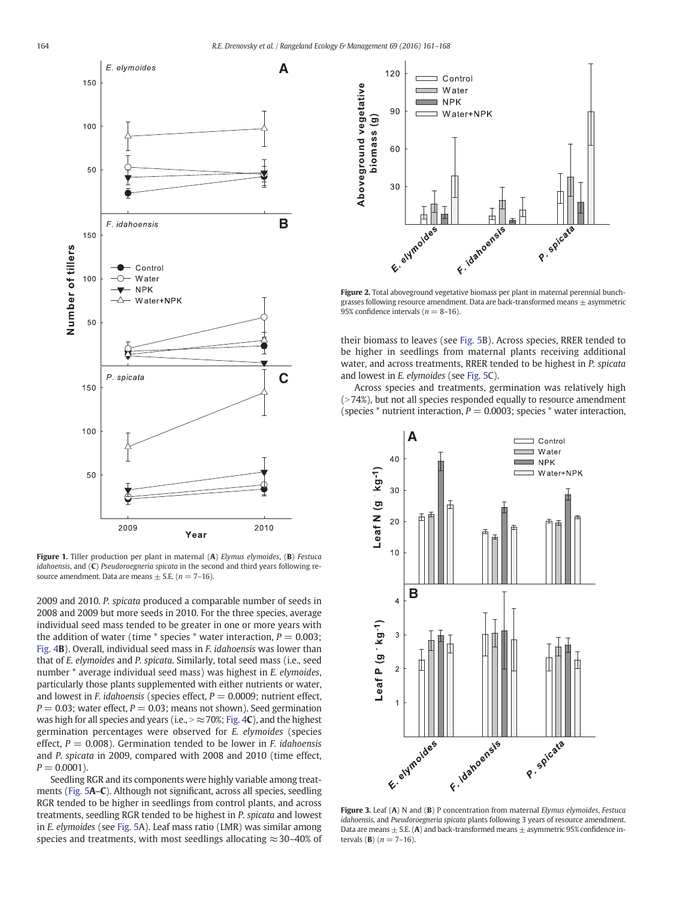2009 and 2010. *P. spicata* produced a comparable number of seeds in 2008 and 2009 but more seeds in 2010. For the three species, average individual seed mass tended to be greater in one or more years with the addition of water (time * species * water interaction, $P = 0.003$; Fig. 4**B**). Overall, individual seed mass in *F. idahoensis* was lower than that of *E. elymoides* and *P. spicata*. Similarly, total seed mass (i.e., seed number * average individual seed mass) was highest in *E. elymoides*, particularly those plants supplemented with either nutrients or water, and lowest in *F. idahoensis* (species effect, $P = 0.0009$; nutrient effect, $P = 0.03$; water effect, $P = 0.03$; means not shown). Seed germination was high for all species and years (i.e., $> \approx 70\%$; Fig. 4**C**), and the highest germination percentages were observed for *E. elymoides* (species effect, $P = 0.008$). Germination tended to be lower in *F. idahoensis* and *P. spicata* in 2009, compared with 2008 and 2010 (time effect, $P = 0.0001$).

Seedling RGR and its components were highly variable among treatments (Fig. 5**A–C**). Although not significant, across all species, seedling RGR tended to be higher in seedlings from control plants, and across treatments, seedling RGR tended to be highest in *P. spicata* and lowest in *E. elymoides* (see Fig. 5A). Leaf mass ratio (LMR) was similar among species and treatments, with most seedlings allocating $\approx$30–40% of their biomass to leaves (see Fig. 5B). Across species, RRER tended to be higher in seedlings from maternal plants receiving additional water, and across treatments, RRER tended to be highest in *P. spicata* and lowest in *E. elymoides* (see Fig. 5C).

Across species and treatments, germination was relatively high (>74%), but not all species responded equally to resource amendment (species * nutrient interaction, $P = 0.0003$; species * water interaction,

**Figure 1.** Tiller production per plant in maternal (**A**) *Elymus elymoides*, (**B**) *Festuca idahoensis*, and (**C**) *Pseudoroegneria spicata* in the second and third years following resource amendment. Data are means ± S.E. ($n = 7$–16).

**Figure 2.** Total aboveground vegetative biomass per plant in maternal perennial bunchgrasses following resource amendment. Data are back-transformed means ± asymmetric 95% confidence intervals ($n = 8$–16).

**Figure 3.** Leaf (**A**) N and (**B**) P concentration from maternal *Elymus elymoides*, *Festuca idahoensis*, and *Pseudoroegneria spicata* plants following 3 years of resource amendment. Data are means ± S.E. (**A**) and back-transformed means ± asymmetric 95% confidence intervals (**B**) ($n = 7$–16).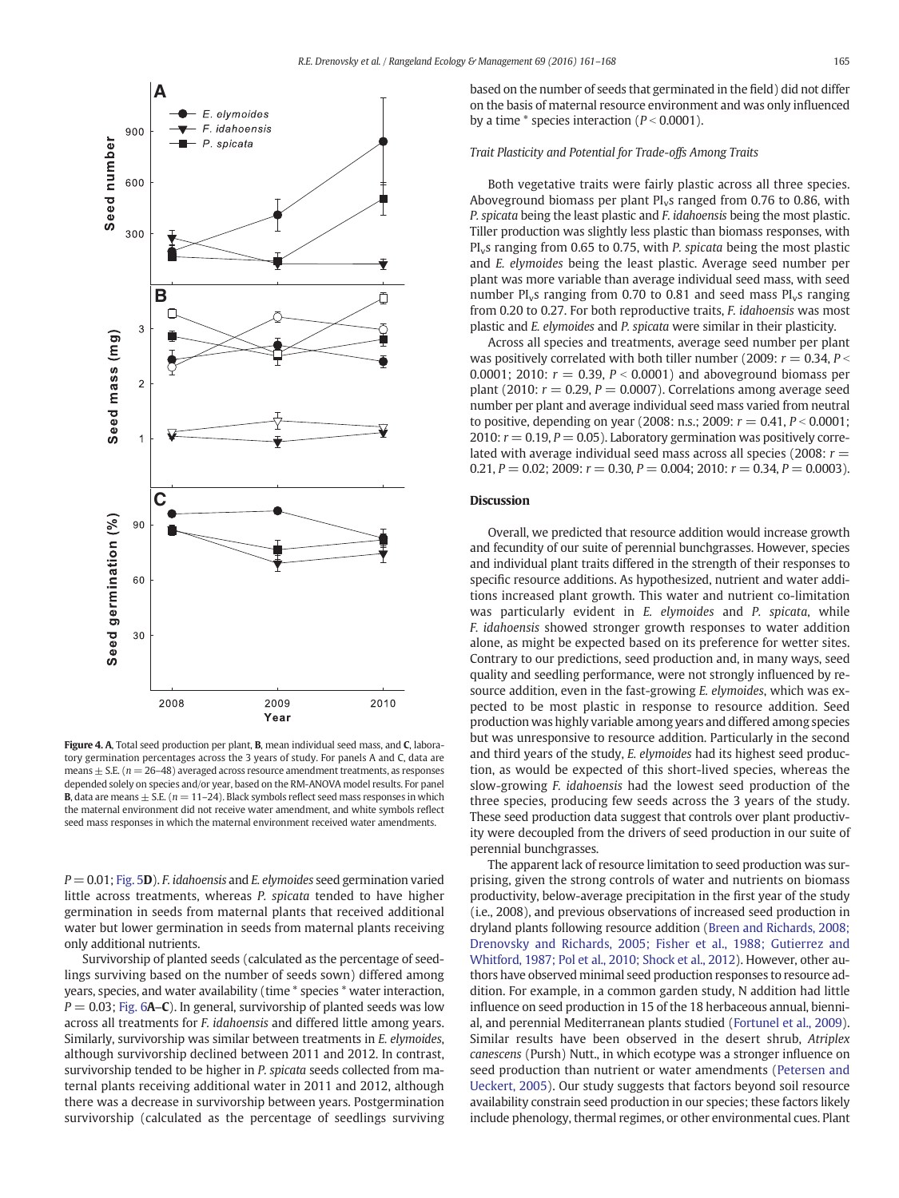Figure 4. **A**, Total seed production per plant, **B**, mean individual seed mass, and **C**, laboratory germination percentages across the 3 years of study. For panels A and C, data are means ± S.E. ($n$ = 26–48) averaged across resource amendment treatments, as responses depended solely on species and/or year, based on the RM-ANOVA model results. For panel **B**, data are means ± S.E. ($n$ = 11–24). Black symbols reflect seed mass responses in which the maternal environment did not receive water amendment, and white symbols reflect seed mass responses in which the maternal environment received water amendments.

$P = 0.01$; Fig. 5**D**). *F. idahoensis* and *E. elymoides* seed germination varied little across treatments, whereas *P. spicata* tended to have higher germination in seeds from maternal plants that received additional water but lower germination in seeds from maternal plants receiving only additional nutrients.

Survivorship of planted seeds (calculated as the percentage of seedlings surviving based on the number of seeds sown) differed among years, species, and water availability (time * species * water interaction, $P = 0.03$; Fig. 6**A–C**). In general, survivorship of planted seeds was low across all treatments for *F. idahoensis* and differed little among years. Similarly, survivorship was similar between treatments in *E. elymoides*, although survivorship declined between 2011 and 2012. In contrast, survivorship tended to be higher in *P. spicata* seeds collected from maternal plants receiving additional water in 2011 and 2012, although there was a decrease in survivorship between years. Postgermination survivorship (calculated as the percentage of seedlings surviving based on the number of seeds that germinated in the field) did not differ on the basis of maternal resource environment and was only influenced by a time * species interaction ($P < 0.0001$).

### Trait Plasticity and Potential for Trade-offs Among Traits

Both vegetative traits were fairly plastic across all three species. Aboveground biomass per plant $PI_v$s ranged from 0.76 to 0.86, with *P. spicata* being the least plastic and *F. idahoensis* being the most plastic. Tiller production was slightly less plastic than biomass responses, with $PI_v$s ranging from 0.65 to 0.75, with *P. spicata* being the most plastic and *E. elymoides* being the least plastic. Average seed number per plant was more variable than average individual seed mass, with seed number $PI_v$s ranging from 0.70 to 0.81 and seed mass $PI_v$s ranging from 0.20 to 0.27. For both reproductive traits, *F. idahoensis* was most plastic and *E. elymoides* and *P. spicata* were similar in their plasticity.

Across all species and treatments, average seed number per plant was positively correlated with both tiller number (2009: $r = 0.34$, $P < 0.0001$; 2010: $r = 0.39$, $P < 0.0001$) and aboveground biomass per plant (2010: $r = 0.29$, $P = 0.0007$). Correlations among average seed number per plant and average individual seed mass varied from neutral to positive, depending on year (2008: n.s.; 2009: $r = 0.41$, $P < 0.0001$; 2010: $r = 0.19$, $P = 0.05$). Laboratory germination was positively correlated with average individual seed mass across all species (2008: $r = 0.21$, $P = 0.02$; 2009: $r = 0.30$, $P = 0.004$; 2010: $r = 0.34$, $P = 0.0003$).

## Discussion

Overall, we predicted that resource addition would increase growth and fecundity of our suite of perennial bunchgrasses. However, species and individual plant traits differed in the strength of their responses to specific resource additions. As hypothesized, nutrient and water additions increased plant growth. This water and nutrient co-limitation was particularly evident in *E. elymoides* and *P. spicata*, while *F. idahoensis* showed stronger growth responses to water addition alone, as might be expected based on its preference for wetter sites. Contrary to our predictions, seed production and, in many ways, seed quality and seedling performance, were not strongly influenced by resource addition, even in the fast-growing *E. elymoides*, which was expected to be most plastic in response to resource addition. Seed production was highly variable among years and differed among species but was unresponsive to resource addition. Particularly in the second and third years of the study, *E. elymoides* had its highest seed production, as would be expected of this short-lived species, whereas the slow-growing *F. idahoensis* had the lowest seed production of the three species, producing few seeds across the 3 years of the study. These seed production data suggest that controls over plant productivity were decoupled from the drivers of seed production in our suite of perennial bunchgrasses.

The apparent lack of resource limitation to seed production was surprising, given the strong controls of water and nutrients on biomass productivity, below-average precipitation in the first year of the study (i.e., 2008), and previous observations of increased seed production in dryland plants following resource addition (Breen and Richards, 2008; Drenovsky and Richards, 2005; Fisher et al., 1988; Gutierrez and Whitford, 1987; Pol et al., 2010; Shock et al., 2012). However, other authors have observed minimal seed production responses to resource addition. For example, in a common garden study, N addition had little influence on seed production in 15 of the 18 herbaceous annual, biennial, and perennial Mediterranean plants studied (Fortunel et al., 2009). Similar results have been observed in the desert shrub, *Atriplex canescens* (Pursh) Nutt., in which ecotype was a stronger influence on seed production than nutrient or water amendments (Petersen and Ueckert, 2005). Our study suggests that factors beyond soil resource availability constrain seed production in our species; these factors likely include phenology, thermal regimes, or other environmental cues. Plant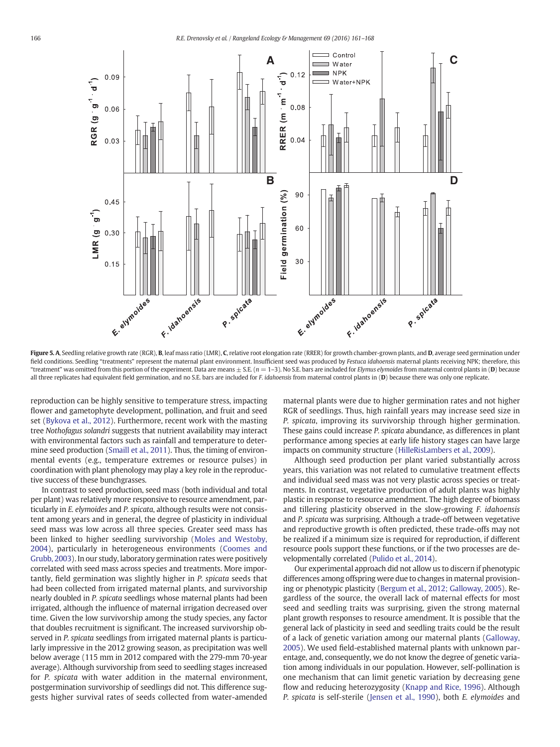**Figure 5. A**, Seedling relative growth rate (RGR), **B**, leaf mass ratio (LMR), **C**, relative root elongation rate (RRER) for growth chamber-grown plants, and **D**, average seed germination under field conditions. Seedling "treatments" represent the maternal plant environment. Insufficient seed was produced by *Festuca idahoensis* maternal plants receiving NPK; therefore, this "treatment" was omitted from this portion of the experiment. Data are means ± S.E. ($n = 1$–$3$). No S.E. bars are included for *Elymus elymoides* from maternal control plants in (**D**) because all three replicates had equivalent field germination, and no S.E. bars are included for *F. idahoensis* from maternal control plants in (**D**) because there was only one replicate.

reproduction can be highly sensitive to temperature stress, impacting flower and gametophyte development, pollination, and fruit and seed set (Bykova et al., 2012). Furthermore, recent work with the masting tree *Nothofagus solandri* suggests that nutrient availability may interact with environmental factors such as rainfall and temperature to determine seed production (Smaill et al., 2011). Thus, the timing of environmental events (e.g., temperature extremes or resource pulses) in coordination with plant phenology may play a key role in the reproductive success of these bunchgrasses.

In contrast to seed production, seed mass (both individual and total per plant) was relatively more responsive to resource amendment, particularly in *E. elymoides* and *P. spicata*, although results were not consistent among years and in general, the degree of plasticity in individual seed mass was low across all three species. Greater seed mass has been linked to higher seedling survivorship (Moles and Westoby, 2004), particularly in heterogeneous environments (Coomes and Grubb, 2003). In our study, laboratory germination rates were positively correlated with seed mass across species and treatments. More importantly, field germination was slightly higher in *P. spicata* seeds that had been collected from irrigated maternal plants, and survivorship nearly doubled in *P. spicata* seedlings whose maternal plants had been irrigated, although the influence of maternal irrigation decreased over time. Given the low survivorship among the study species, any factor that doubles recruitment is significant. The increased survivorship observed in *P. spicata* seedlings from irrigated maternal plants is particularly impressive in the 2012 growing season, as precipitation was well below average (115 mm in 2012 compared with the 279-mm 70-year average). Although survivorship from seed to seedling stages increased for *P. spicata* with water addition in the maternal environment, postgermination survivorship of seedlings did not. This difference suggests higher survival rates of seeds collected from water-amended maternal plants were due to higher germination rates and not higher RGR of seedlings. Thus, high rainfall years may increase seed size in *P. spicata*, improving its survivorship through higher germination. These gains could increase *P. spicata* abundance, as differences in plant performance among species at early life history stages can have large impacts on community structure (HilleRisLambers et al., 2009).

Although seed production per plant varied substantially across years, this variation was not related to cumulative treatment effects and individual seed mass was not very plastic across species or treatments. In contrast, vegetative production of adult plants was highly plastic in response to resource amendment. The high degree of biomass and tillering plasticity observed in the slow-growing *F. idahoensis* and *P. spicata* was surprising. Although a trade-off between vegetative and reproductive growth is often predicted, these trade-offs may not be realized if a minimum size is required for reproduction, if different resource pools support these functions, or if the two processes are developmentally correlated (Pulido et al., 2014).

Our experimental approach did not allow us to discern if phenotypic differences among offspring were due to changes in maternal provisioning or phenotypic plasticity (Bergum et al., 2012; Galloway, 2005). Regardless of the source, the overall lack of maternal effects for most seed and seedling traits was surprising, given the strong maternal plant growth responses to resource amendment. It is possible that the general lack of plasticity in seed and seedling traits could be the result of a lack of genetic variation among our maternal plants (Galloway, 2005). We used field-established maternal plants with unknown parentage, and, consequently, we do not know the degree of genetic variation among individuals in our population. However, self-pollination is one mechanism that can limit genetic variation by decreasing gene flow and reducing heterozygosity (Knapp and Rice, 1996). Although *P. spicata* is self-sterile (Jensen et al., 1990), both *E. elymoides* and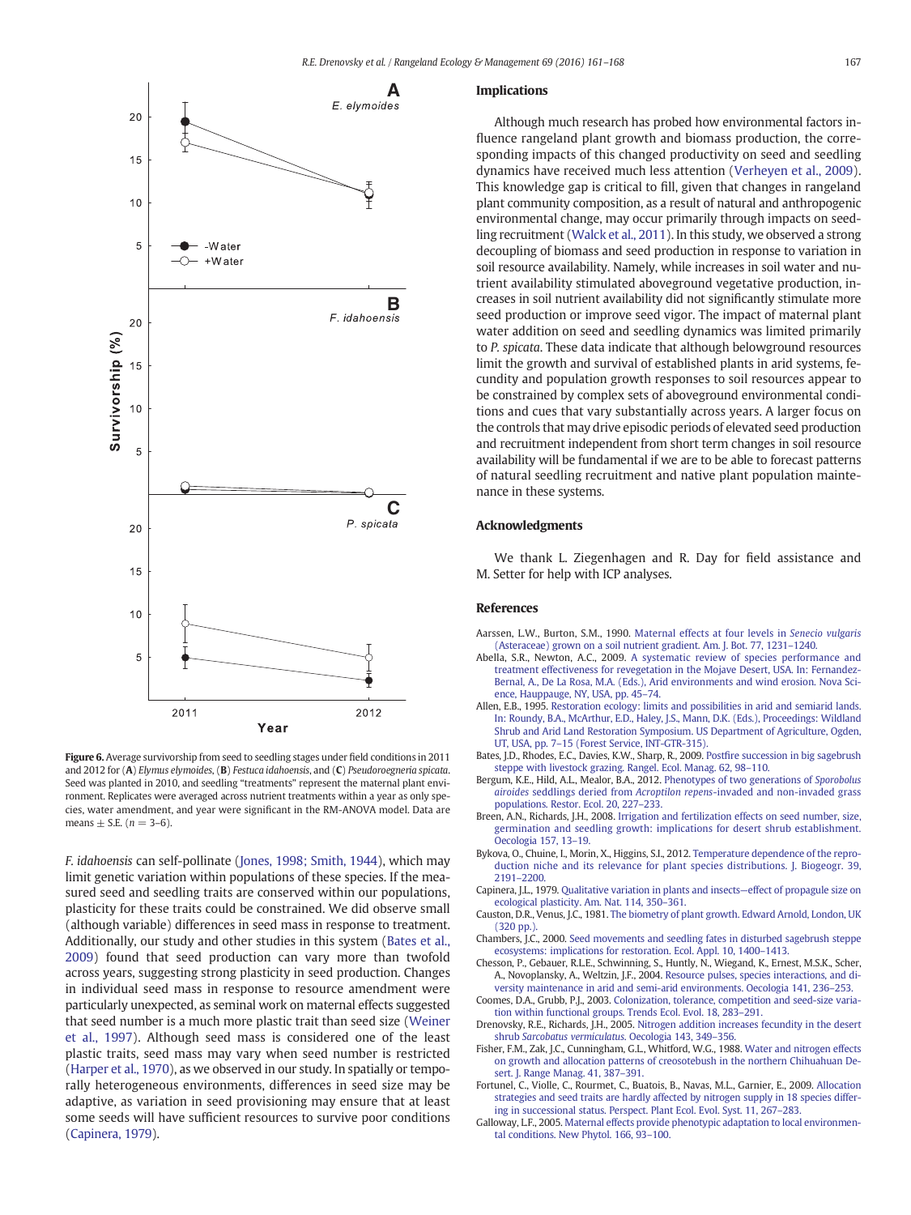Figure 6. Average survivorship from seed to seedling stages under field conditions in 2011 and 2012 for (**A**) *Elymus elymoides*, (**B**) *Festuca idahoensis*, and (**C**) *Pseudoroegneria spicata*. Seed was planted in 2010, and seedling "treatments" represent the maternal plant environment. Replicates were averaged across nutrient treatments within a year as only species, water amendment, and year were significant in the RM-ANOVA model. Data are means ± S.E. ($n = 3$–$6$).

*F. idahoensis* can self-pollinate (Jones, 1998; Smith, 1944), which may limit genetic variation within populations of these species. If the measured seed and seedling traits are conserved within our populations, plasticity for these traits could be constrained. We did observe small (although variable) differences in seed mass in response to treatment. Additionally, our study and other studies in this system (Bates et al., 2009) found that seed production can vary more than twofold across years, suggesting strong plasticity in seed production. Changes in individual seed mass in response to resource amendment were particularly unexpected, as seminal work on maternal effects suggested that seed number is a much more plastic trait than seed size (Weiner et al., 1997). Although seed mass is considered one of the least plastic traits, seed mass may vary when seed number is restricted (Harper et al., 1970), as we observed in our study. In spatially or temporally heterogeneous environments, differences in seed size may be adaptive, as variation in seed provisioning may ensure that at least some seeds will have sufficient resources to survive poor conditions (Capinera, 1979).

## Implications

Although much research has probed how environmental factors influence rangeland plant growth and biomass production, the corresponding impacts of this changed productivity on seed and seedling dynamics have received much less attention (Verheyen et al., 2009). This knowledge gap is critical to fill, given that changes in rangeland plant community composition, as a result of natural and anthropogenic environmental change, may occur primarily through impacts on seedling recruitment (Walck et al., 2011). In this study, we observed a strong decoupling of biomass and seed production in response to variation in soil resource availability. Namely, while increases in soil water and nutrient availability stimulated aboveground vegetative production, increases in soil nutrient availability did not significantly stimulate more seed production or improve seed vigor. The impact of maternal plant water addition on seed and seedling dynamics was limited primarily to *P. spicata*. These data indicate that although belowground resources limit the growth and survival of established plants in arid systems, fecundity and population growth responses to soil resources appear to be constrained by complex sets of aboveground environmental conditions and cues that vary substantially across years. A larger focus on the controls that may drive episodic periods of elevated seed production and recruitment independent from short term changes in soil resource availability will be fundamental if we are to be able to forecast patterns of natural seedling recruitment and native plant population maintenance in these systems.

## Acknowledgments

We thank L. Ziegenhagen and R. Day for field assistance and M. Setter for help with ICP analyses.

## References

Aarssen, L.W., Burton, S.M., 1990. Maternal effects at four levels in *Senecio vulgaris* (Asteraceae) grown on a soil nutrient gradient. Am. J. Bot. 77, 1231–1240.

Abella, S.R., Newton, A.C., 2009. A systematic review of species performance and treatment effectiveness for revegetation in the Mojave Desert, USA. In: Fernandez-Bernal, A., De La Rosa, M.A. (Eds.), Arid environments and wind erosion. Nova Science, Hauppauge, NY, USA, pp. 45–74.

Allen, E.B., 1995. Restoration ecology: limits and possibilities in arid and semiarid lands. In: Roundy, B.A., McArthur, E.D., Haley, J.S., Mann, D.K. (Eds.), Proceedings: Wildland Shrub and Arid Land Restoration Symposium. US Department of Agriculture, Ogden, UT, USA, pp. 7–15 (Forest Service, INT-GTR-315).

Bates, J.D., Rhodes, E.C., Davies, K.W., Sharp, R., 2009. Postfire succession in big sagebrush steppe with livestock grazing. Rangel. Ecol. Manag. 62, 98–110.

Bergum, K.E., Hild, A.L., Mealor, B.A., 2012. Phenotypes of two generations of *Sporobolus airoides* seddlings deried from *Acroptilon repens*-invaded and non-invaded grass populations. Restor. Ecol. 20, 227–233.

Breen, A.N., Richards, J.H., 2008. Irrigation and fertilization effects on seed number, size, germination and seedling growth: implications for desert shrub establishment. Oecologia 157, 13–19.

Bykova, O., Chuine, I., Morin, X., Higgins, S.I., 2012. Temperature dependence of the reproduction niche and its relevance for plant species distributions. J. Biogeogr. 39, 2191–2200.

Capinera, J.L., 1979. Qualitative variation in plants and insects—effect of propagule size on ecological plasticity. Am. Nat. 114, 350–361.

Causton, D.R., Venus, J.C., 1981. The biometry of plant growth. Edward Arnold, London, UK (320 pp.).

Chambers, J.C., 2000. Seed movements and seedling fates in disturbed sagebrush steppe ecosystems: implications for restoration. Ecol. Appl. 10, 1400–1413.

Chesson, P., Gebauer, R.L.E., Schwinning, S., Huntly, N., Wiegand, K., Ernest, M.S.K., Scher, A., Novoplansky, A., Weltzin, J.F., 2004. Resource pulses, species interactions, and diversity maintenance in arid and semi-arid environments. Oecologia 141, 236–253.

Coomes, D.A., Grubb, P.J., 2003. Colonization, tolerance, competition and seed-size variation within functional groups. Trends Ecol. Evol. 18, 283–291.

Drenovsky, R.E., Richards, J.H., 2005. Nitrogen addition increases fecundity in the desert shrub *Sarcobatus vermiculatus*. Oecologia 143, 349–356.

Fisher, F.M., Zak, J.C., Cunningham, G.L., Whitford, W.G., 1988. Water and nitrogen effects on growth and allocation patterns of creosotebush in the northern Chihuahuan Desert. J. Range Manag. 41, 387–391.

Fortunel, C., Violle, C., Rourmet, C., Buatois, B., Navas, M.L., Garnier, E., 2009. Allocation strategies and seed traits are hardly affected by nitrogen supply in 18 species differing in successional status. Perspect. Plant Ecol. Evol. Syst. 11, 267–283.

Galloway, L.F., 2005. Maternal effects provide phenotypic adaptation to local environmental conditions. New Phytol. 166, 93–100.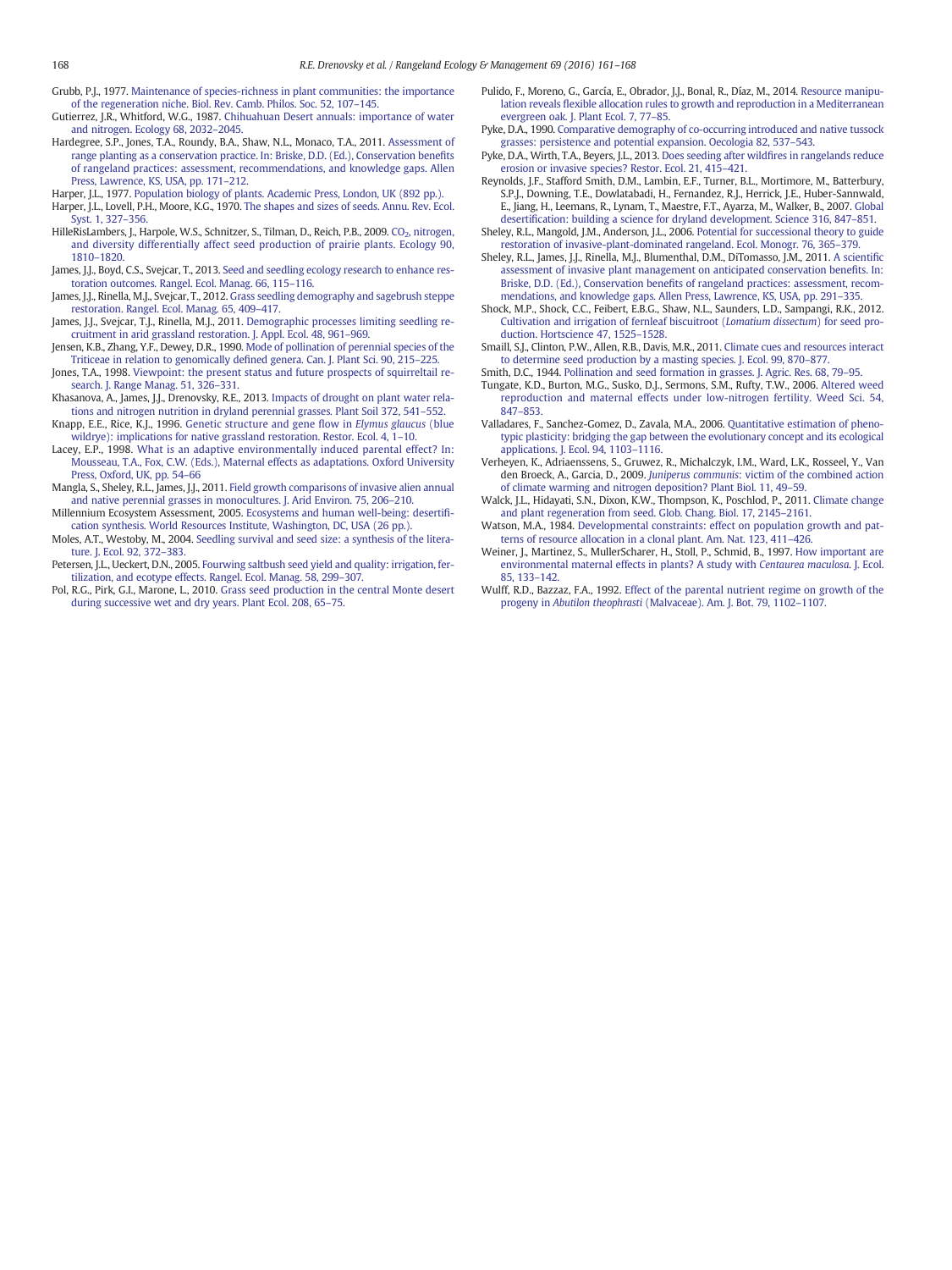Grubb, P.J., 1977. Maintenance of species-richness in plant communities: the importance of the regeneration niche. Biol. Rev. Camb. Philos. Soc. 52, 107–145.

Gutierrez, J.R., Whitford, W.G., 1987. Chihuahuan Desert annuals: importance of water and nitrogen. Ecology 68, 2032–2045.

Hardegree, S.P., Jones, T.A., Roundy, B.A., Shaw, N.L., Monaco, T.A., 2011. Assessment of range planting as a conservation practice. In: Briske, D.D. (Ed.), Conservation benefits of rangeland practices: assessment, recommendations, and knowledge gaps. Allen Press, Lawrence, KS, USA, pp. 171–212.

Harper, J.L., 1977. Population biology of plants. Academic Press, London, UK (892 pp.).

Harper, J.L., Lovell, P.H., Moore, K.G., 1970. The shapes and sizes of seeds. Annu. Rev. Ecol. Syst. 1, 327–356.

HilleRisLambers, J., Harpole, W.S., Schnitzer, S., Tilman, D., Reich, P.B., 2009. $CO_2$, nitrogen, and diversity differentially affect seed production of prairie plants. Ecology 90, 1810–1820.

James, J.J., Boyd, C.S., Svejcar, T., 2013. Seed and seedling ecology research to enhance restoration outcomes. Rangel. Ecol. Manag. 66, 115–116.

James, J.J., Rinella, M.J., Svejcar, T., 2012. Grass seedling demography and sagebrush steppe restoration. Rangel. Ecol. Manag. 65, 409–417.

James, J.J., Svejcar, T.J., Rinella, M.J., 2011. Demographic processes limiting seedling recruitment in arid grassland restoration. J. Appl. Ecol. 48, 961–969.

Jensen, K.B., Zhang, Y.F., Dewey, D.R., 1990. Mode of pollination of perennial species of the Triticeae in relation to genomically defined genera. Can. J. Plant Sci. 90, 215–225.

Jones, T.A., 1998. Viewpoint: the present status and future prospects of squirreltail research. J. Range Manag. 51, 326–331.

Khasanova, A., James, J.J., Drenovsky, R.E., 2013. Impacts of drought on plant water relations and nitrogen nutrition in dryland perennial grasses. Plant Soil 372, 541–552.

Knapp, E.E., Rice, K.J., 1996. Genetic structure and gene flow in *Elymus glaucus* (blue wildrye): implications for native grassland restoration. Restor. Ecol. 4, 1–10.

Lacey, E.P., 1998. What is an adaptive environmentally induced parental effect? In: Mousseau, T.A., Fox, C.W. (Eds.), Maternal effects as adaptations. Oxford University Press, Oxford, UK, pp. 54–66

Mangla, S., Sheley, R.L., James, J.J., 2011. Field growth comparisons of invasive alien annual and native perennial grasses in monocultures. J. Arid Environ. 75, 206–210.

Millennium Ecosystem Assessment, 2005. Ecosystems and human well-being: desertification synthesis. World Resources Institute, Washington, DC, USA (26 pp.).

Moles, A.T., Westoby, M., 2004. Seedling survival and seed size: a synthesis of the literature. J. Ecol. 92, 372–383.

Petersen, J.L., Ueckert, D.N., 2005. Fourwing saltbush seed yield and quality: irrigation, fertilization, and ecotype effects. Rangel. Ecol. Manag. 58, 299–307.

Pol, R.G., Pirk, G.I., Marone, L., 2010. Grass seed production in the central Monte desert during successive wet and dry years. Plant Ecol. 208, 65–75.

Pulido, F., Moreno, G., García, E., Obrador, J.J., Bonal, R., Díaz, M., 2014. Resource manipulation reveals flexible allocation rules to growth and reproduction in a Mediterranean evergreen oak. J. Plant Ecol. 7, 77–85.

Pyke, D.A., 1990. Comparative demography of co-occurring introduced and native tussock grasses: persistence and potential expansion. Oecologia 82, 537–543.

Pyke, D.A., Wirth, T.A., Beyers, J.L., 2013. Does seeding after wildfires in rangelands reduce erosion or invasive species? Restor. Ecol. 21, 415–421.

Reynolds, J.F., Stafford Smith, D.M., Lambin, E.F., Turner, B.L., Mortimore, M., Batterbury, S.P.J., Downing, T.E., Dowlatabadi, H., Fernandez, R.J., Herrick, J.E., Huber-Sannwald, E., Jiang, H., Leemans, R., Lynam, T., Maestre, F.T., Ayarza, M., Walker, B., 2007. Global desertification: building a science for dryland development. Science 316, 847–851.

Sheley, R.L., Mangold, J.M., Anderson, J.L., 2006. Potential for successional theory to guide restoration of invasive-plant-dominated rangeland. Ecol. Monogr. 76, 365–379.

Sheley, R.L., James, J.J., Rinella, M.J., Blumenthal, D.M., DiTomasso, J.M., 2011. A scientific assessment of invasive plant management on anticipated conservation benefits. In: Briske, D.D. (Ed.), Conservation benefits of rangeland practices: assessment, recommendations, and knowledge gaps. Allen Press, Lawrence, KS, USA, pp. 291–335.

Shock, M.P., Shock, C.C., Feibert, E.B.G., Shaw, N.L., Saunders, L.D., Sampangi, R.K., 2012. Cultivation and irrigation of fernleaf biscuitroot (*Lomatium dissectum*) for seed production. Hortscience 47, 1525–1528.

Smaill, S.J., Clinton, P.W., Allen, R.B., Davis, M.R., 2011. Climate cues and resources interact to determine seed production by a masting species. J. Ecol. 99, 870–877.

Smith, D.C., 1944. Pollination and seed formation in grasses. J. Agric. Res. 68, 79–95.

Tungate, K.D., Burton, M.G., Susko, D.J., Sermons, S.M., Rufty, T.W., 2006. Altered weed reproduction and maternal effects under low-nitrogen fertility. Weed Sci. 54, 847–853.

Valladares, F., Sanchez-Gomez, D., Zavala, M.A., 2006. Quantitative estimation of phenotypic plasticity: bridging the gap between the evolutionary concept and its ecological applications. J. Ecol. 94, 1103–1116.

Verheyen, K., Adriaenssens, S., Gruwez, R., Michalczyk, I.M., Ward, L.K., Rosseel, Y., Van den Broeck, A., Garcia, D., 2009. *Juniperus communis*: victim of the combined action of climate warming and nitrogen deposition? Plant Biol. 11, 49–59.

Walck, J.L., Hidayati, S.N., Dixon, K.W., Thompson, K., Poschlod, P., 2011. Climate change and plant regeneration from seed. Glob. Chang. Biol. 17, 2145–2161.

Watson, M.A., 1984. Developmental constraints: effect on population growth and patterns of resource allocation in a clonal plant. Am. Nat. 123, 411–426.

Weiner, J., Martinez, S., MullerScharer, H., Stoll, P., Schmid, B., 1997. How important are environmental maternal effects in plants? A study with *Centaurea maculosa*. J. Ecol. 85, 133–142.

Wulff, R.D., Bazzaz, F.A., 1992. Effect of the parental nutrient regime on growth of the progeny in *Abutilon theophrasti* (Malvaceae). Am. J. Bot. 79, 1102–1107.